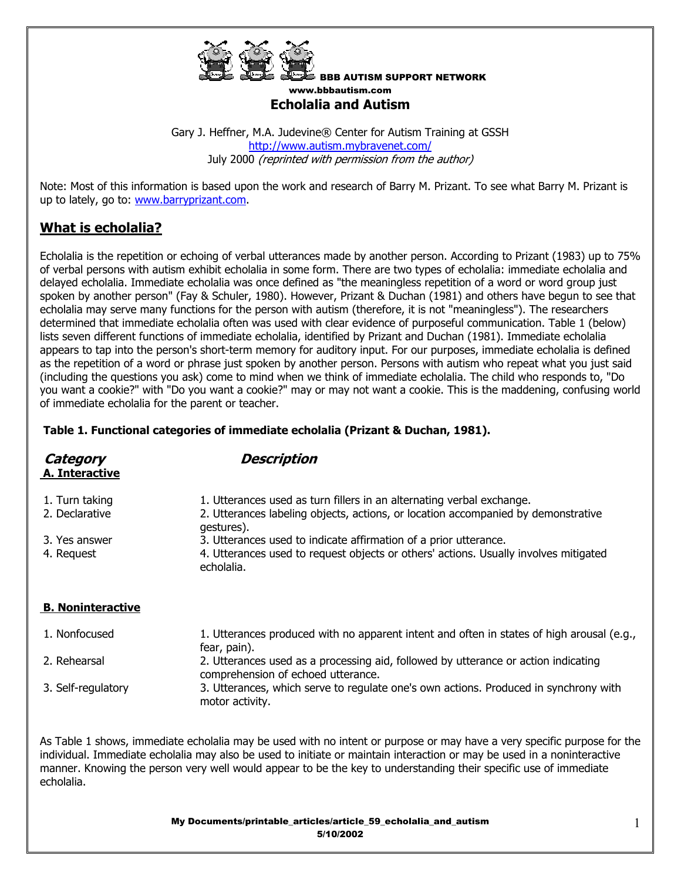BBB AUTISM SUPPORT NETWORK

www.bbbautism.com

# Echolalia and Autism

Gary J. Heffner, M.A. Judevine® Center for Autism Training at GSSH
http://www.autism.mybravenet.com/
July 2000 *(reprinted with permission from the author)*

Note: Most of this information is based upon the work and research of Barry M. Prizant. To see what Barry M. Prizant is up to lately, go to: www.barryprizant.com.

## What is echolalia?

Echolalia is the repetition or echoing of verbal utterances made by another person. According to Prizant (1983) up to 75% of verbal persons with autism exhibit echolalia in some form. There are two types of echolalia: immediate echolalia and delayed echolalia. Immediate echolalia was once defined as "the meaningless repetition of a word or word group just spoken by another person" (Fay & Schuler, 1980). However, Prizant & Duchan (1981) and others have begun to see that echolalia may serve many functions for the person with autism (therefore, it is not "meaningless"). The researchers determined that immediate echolalia often was used with clear evidence of purposeful communication. Table 1 (below) lists seven different functions of immediate echolalia, identified by Prizant and Duchan (1981). Immediate echolalia appears to tap into the person's short-term memory for auditory input. For our purposes, immediate echolalia is defined as the repetition of a word or phrase just spoken by another person. Persons with autism who repeat what you just said (including the questions you ask) come to mind when we think of immediate echolalia. The child who responds to, "Do you want a cookie?" with "Do you want a cookie?" may or may not want a cookie. This is the maddening, confusing world of immediate echolalia for the parent or teacher.

**Table 1. Functional categories of immediate echolalia (Prizant & Duchan, 1981).**

| *Category* | *Description* |
|---|---|
| **A. Interactive** | |
| 1. Turn taking | 1. Utterances used as turn fillers in an alternating verbal exchange. |
| 2. Declarative | 2. Utterances labeling objects, actions, or location accompanied by demonstrative gestures). |
| 3. Yes answer | 3. Utterances used to indicate affirmation of a prior utterance. |
| 4. Request | 4. Utterances used to request objects or others' actions. Usually involves mitigated echolalia. |
| **B. Noninteractive** | |
| 1. Nonfocused | 1. Utterances produced with no apparent intent and often in states of high arousal (e.g., fear, pain). |
| 2. Rehearsal | 2. Utterances used as a processing aid, followed by utterance or action indicating comprehension of echoed utterance. |
| 3. Self-regulatory | 3. Utterances, which serve to regulate one's own actions. Produced in synchrony with motor activity. |

As Table 1 shows, immediate echolalia may be used with no intent or purpose or may have a very specific purpose for the individual. Immediate echolalia may also be used to initiate or maintain interaction or may be used in a noninteractive manner. Knowing the person very well would appear to be the key to understanding their specific use of immediate echolalia.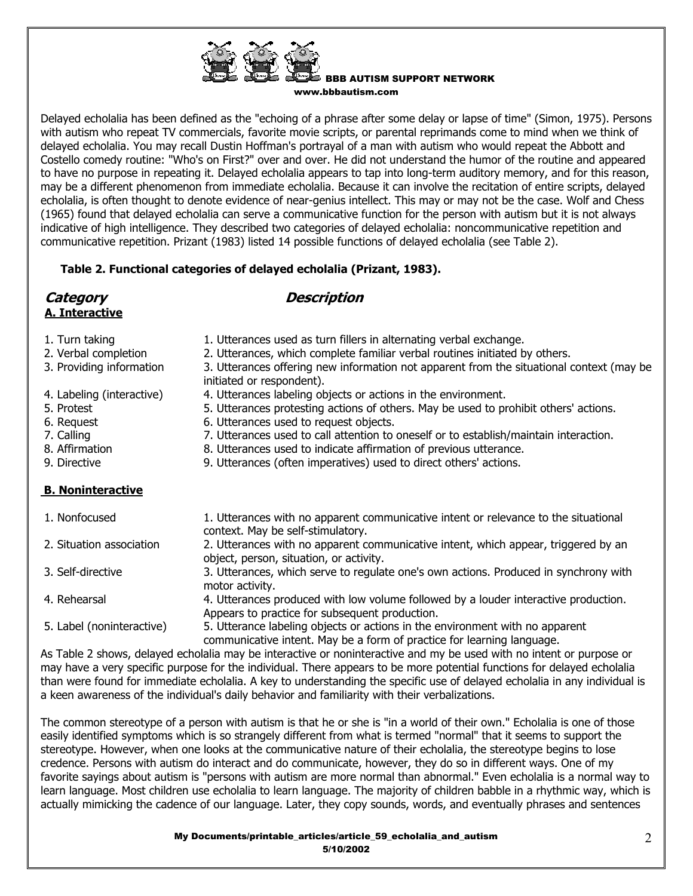Delayed echolalia has been defined as the "echoing of a phrase after some delay or lapse of time" (Simon, 1975). Persons with autism who repeat TV commercials, favorite movie scripts, or parental reprimands come to mind when we think of delayed echolalia. You may recall Dustin Hoffman's portrayal of a man with autism who would repeat the Abbott and Costello comedy routine: "Who's on First?" over and over. He did not understand the humor of the routine and appeared to have no purpose in repeating it. Delayed echolalia appears to tap into long-term auditory memory, and for this reason, may be a different phenomenon from immediate echolalia. Because it can involve the recitation of entire scripts, delayed echolalia, is often thought to denote evidence of near-genius intellect. This may or may not be the case. Wolf and Chess (1965) found that delayed echolalia can serve a communicative function for the person with autism but it is not always indicative of high intelligence. They described two categories of delayed echolalia: noncommunicative repetition and communicative repetition. Prizant (1983) listed 14 possible functions of delayed echolalia (see Table 2).

**Table 2. Functional categories of delayed echolalia (Prizant, 1983).**

| ***Category*** | ***Description*** |
|---|---|
| **A. Interactive** | |
| 1. Turn taking | 1. Utterances used as turn fillers in alternating verbal exchange. |
| 2. Verbal completion | 2. Utterances, which complete familiar verbal routines initiated by others. |
| 3. Providing information | 3. Utterances offering new information not apparent from the situational context (may be initiated or respondent). |
| 4. Labeling (interactive) | 4. Utterances labeling objects or actions in the environment. |
| 5. Protest | 5. Utterances protesting actions of others. May be used to prohibit others' actions. |
| 6. Request | 6. Utterances used to request objects. |
| 7. Calling | 7. Utterances used to call attention to oneself or to establish/maintain interaction. |
| 8. Affirmation | 8. Utterances used to indicate affirmation of previous utterance. |
| 9. Directive | 9. Utterances (often imperatives) used to direct others' actions. |
| **B. Noninteractive** | |
| 1. Nonfocused | 1. Utterances with no apparent communicative intent or relevance to the situational context. May be self-stimulatory. |
| 2. Situation association | 2. Utterances with no apparent communicative intent, which appear, triggered by an object, person, situation, or activity. |
| 3. Self-directive | 3. Utterances, which serve to regulate one's own actions. Produced in synchrony with motor activity. |
| 4. Rehearsal | 4. Utterances produced with low volume followed by a louder interactive production. Appears to practice for subsequent production. |
| 5. Label (noninteractive) | 5. Utterance labeling objects or actions in the environment with no apparent communicative intent. May be a form of practice for learning language. |

As Table 2 shows, delayed echolalia may be interactive or noninteractive and my be used with no intent or purpose or may have a very specific purpose for the individual. There appears to be more potential functions for delayed echolalia than were found for immediate echolalia. A key to understanding the specific use of delayed echolalia in any individual is a keen awareness of the individual's daily behavior and familiarity with their verbalizations.

The common stereotype of a person with autism is that he or she is "in a world of their own." Echolalia is one of those easily identified symptoms which is so strangely different from what is termed "normal" that it seems to support the stereotype. However, when one looks at the communicative nature of their echolalia, the stereotype begins to lose credence. Persons with autism do interact and do communicate, however, they do so in different ways. One of my favorite sayings about autism is "persons with autism are more normal than abnormal." Even echolalia is a normal way to learn language. Most children use echolalia to learn language. The majority of children babble in a rhythmic way, which is actually mimicking the cadence of our language. Later, they copy sounds, words, and eventually phrases and sentences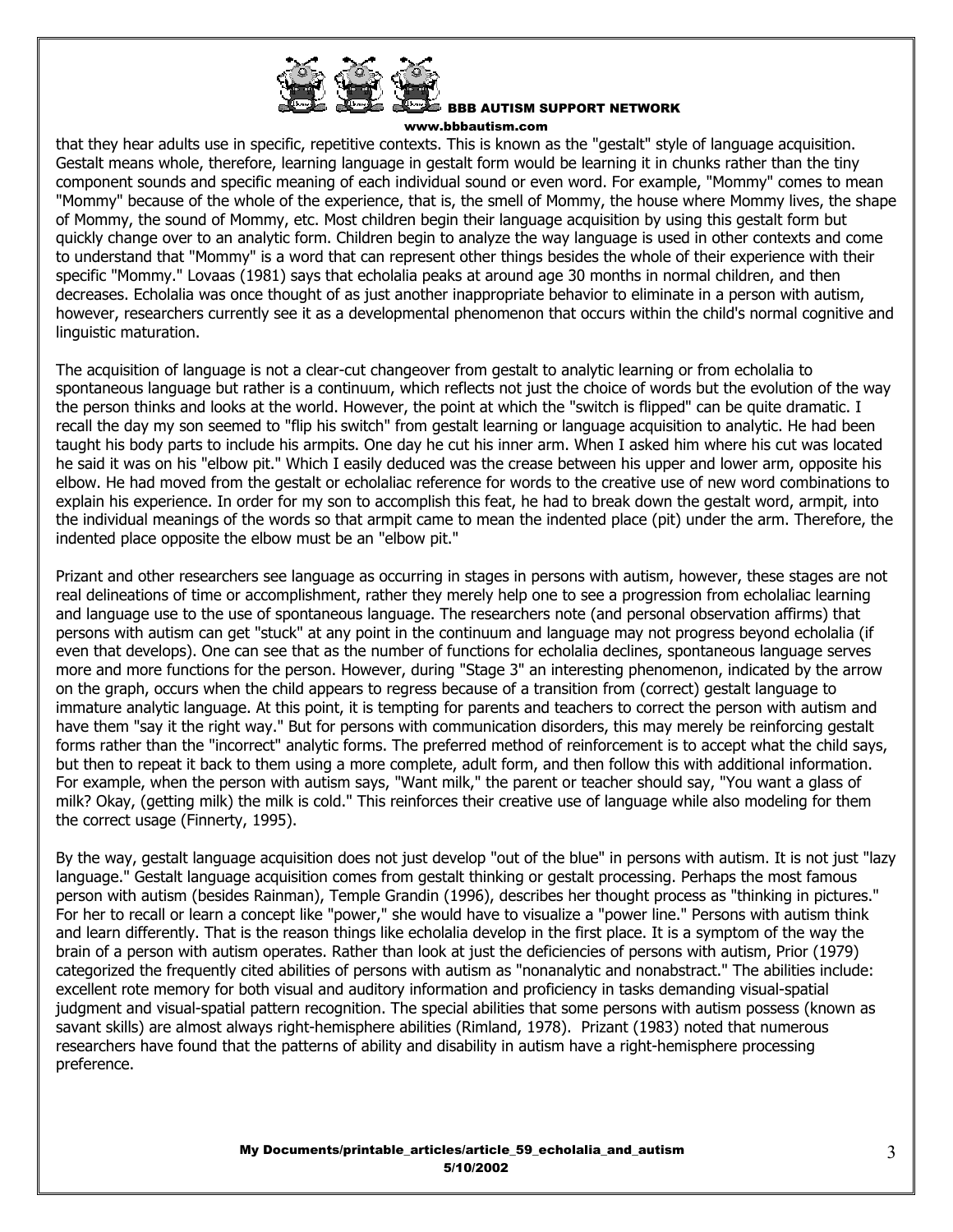that they hear adults use in specific, repetitive contexts. This is known as the "gestalt" style of language acquisition. Gestalt means whole, therefore, learning language in gestalt form would be learning it in chunks rather than the tiny component sounds and specific meaning of each individual sound or even word. For example, "Mommy" comes to mean "Mommy" because of the whole of the experience, that is, the smell of Mommy, the house where Mommy lives, the shape of Mommy, the sound of Mommy, etc. Most children begin their language acquisition by using this gestalt form but quickly change over to an analytic form. Children begin to analyze the way language is used in other contexts and come to understand that "Mommy" is a word that can represent other things besides the whole of their experience with their specific "Mommy." Lovaas (1981) says that echolalia peaks at around age 30 months in normal children, and then decreases. Echolalia was once thought of as just another inappropriate behavior to eliminate in a person with autism, however, researchers currently see it as a developmental phenomenon that occurs within the child's normal cognitive and linguistic maturation.

The acquisition of language is not a clear-cut changeover from gestalt to analytic learning or from echolalia to spontaneous language but rather is a continuum, which reflects not just the choice of words but the evolution of the way the person thinks and looks at the world. However, the point at which the "switch is flipped" can be quite dramatic. I recall the day my son seemed to "flip his switch" from gestalt learning or language acquisition to analytic. He had been taught his body parts to include his armpits. One day he cut his inner arm. When I asked him where his cut was located he said it was on his "elbow pit." Which I easily deduced was the crease between his upper and lower arm, opposite his elbow. He had moved from the gestalt or echolaliac reference for words to the creative use of new word combinations to explain his experience. In order for my son to accomplish this feat, he had to break down the gestalt word, armpit, into the individual meanings of the words so that armpit came to mean the indented place (pit) under the arm. Therefore, the indented place opposite the elbow must be an "elbow pit."

Prizant and other researchers see language as occurring in stages in persons with autism, however, these stages are not real delineations of time or accomplishment, rather they merely help one to see a progression from echolaliac learning and language use to the use of spontaneous language. The researchers note (and personal observation affirms) that persons with autism can get "stuck" at any point in the continuum and language may not progress beyond echolalia (if even that develops). One can see that as the number of functions for echolalia declines, spontaneous language serves more and more functions for the person. However, during "Stage 3" an interesting phenomenon, indicated by the arrow on the graph, occurs when the child appears to regress because of a transition from (correct) gestalt language to immature analytic language. At this point, it is tempting for parents and teachers to correct the person with autism and have them "say it the right way." But for persons with communication disorders, this may merely be reinforcing gestalt forms rather than the "incorrect" analytic forms. The preferred method of reinforcement is to accept what the child says, but then to repeat it back to them using a more complete, adult form, and then follow this with additional information. For example, when the person with autism says, "Want milk," the parent or teacher should say, "You want a glass of milk? Okay, (getting milk) the milk is cold." This reinforces their creative use of language while also modeling for them the correct usage (Finnerty, 1995).

By the way, gestalt language acquisition does not just develop "out of the blue" in persons with autism. It is not just "lazy language." Gestalt language acquisition comes from gestalt thinking or gestalt processing. Perhaps the most famous person with autism (besides Rainman), Temple Grandin (1996), describes her thought process as "thinking in pictures." For her to recall or learn a concept like "power," she would have to visualize a "power line." Persons with autism think and learn differently. That is the reason things like echolalia develop in the first place. It is a symptom of the way the brain of a person with autism operates. Rather than look at just the deficiencies of persons with autism, Prior (1979) categorized the frequently cited abilities of persons with autism as "nonanalytic and nonabstract." The abilities include: excellent rote memory for both visual and auditory information and proficiency in tasks demanding visual-spatial judgment and visual-spatial pattern recognition. The special abilities that some persons with autism possess (known as savant skills) are almost always right-hemisphere abilities (Rimland, 1978). Prizant (1983) noted that numerous researchers have found that the patterns of ability and disability in autism have a right-hemisphere processing preference.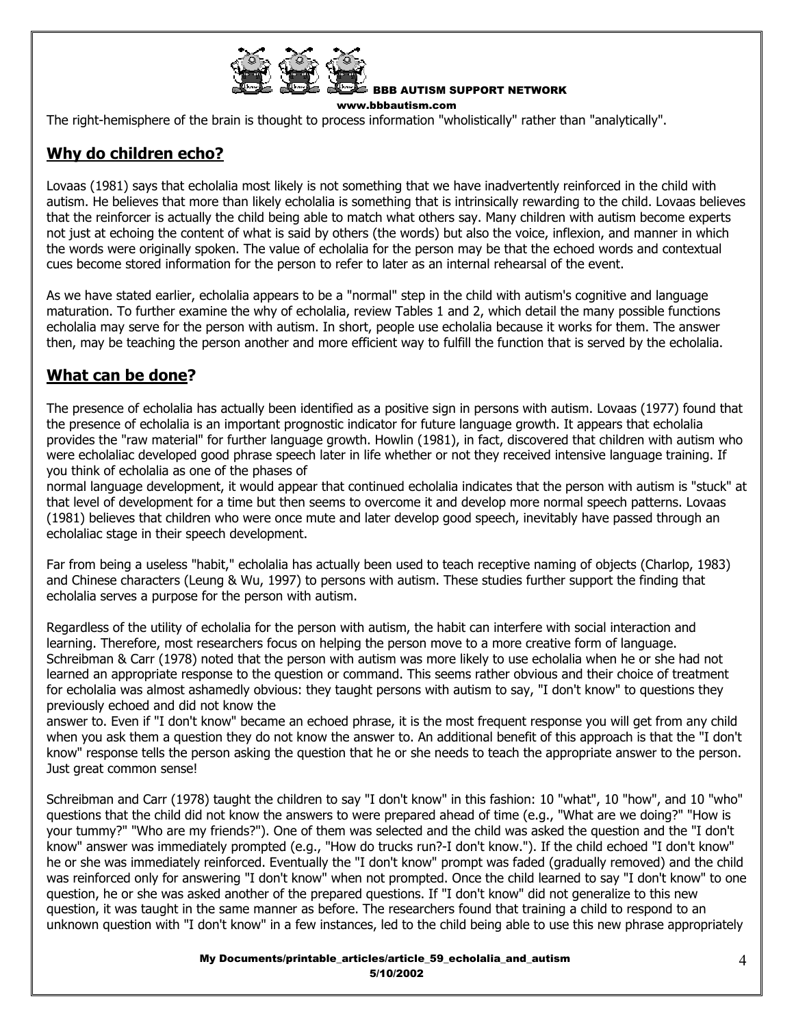The right-hemisphere of the brain is thought to process information "wholistically" rather than "analytically".

## **Why do children echo?**

Lovaas (1981) says that echolalia most likely is not something that we have inadvertently reinforced in the child with autism. He believes that more than likely echolalia is something that is intrinsically rewarding to the child. Lovaas believes that the reinforcer is actually the child being able to match what others say. Many children with autism become experts not just at echoing the content of what is said by others (the words) but also the voice, inflexion, and manner in which the words were originally spoken. The value of echolalia for the person may be that the echoed words and contextual cues become stored information for the person to refer to later as an internal rehearsal of the event.

As we have stated earlier, echolalia appears to be a "normal" step in the child with autism's cognitive and language maturation. To further examine the why of echolalia, review Tables 1 and 2, which detail the many possible functions echolalia may serve for the person with autism. In short, people use echolalia because it works for them. The answer then, may be teaching the person another and more efficient way to fulfill the function that is served by the echolalia.

## **What can be done?**

The presence of echolalia has actually been identified as a positive sign in persons with autism. Lovaas (1977) found that the presence of echolalia is an important prognostic indicator for future language growth. It appears that echolalia provides the "raw material" for further language growth. Howlin (1981), in fact, discovered that children with autism who were echolaliac developed good phrase speech later in life whether or not they received intensive language training. If you think of echolalia as one of the phases of normal language development, it would appear that continued echolalia indicates that the person with autism is "stuck" at that level of development for a time but then seems to overcome it and develop more normal speech patterns. Lovaas (1981) believes that children who were once mute and later develop good speech, inevitably have passed through an echolaliac stage in their speech development.

Far from being a useless "habit," echolalia has actually been used to teach receptive naming of objects (Charlop, 1983) and Chinese characters (Leung & Wu, 1997) to persons with autism. These studies further support the finding that echolalia serves a purpose for the person with autism.

Regardless of the utility of echolalia for the person with autism, the habit can interfere with social interaction and learning. Therefore, most researchers focus on helping the person move to a more creative form of language. Schreibman & Carr (1978) noted that the person with autism was more likely to use echolalia when he or she had not learned an appropriate response to the question or command. This seems rather obvious and their choice of treatment for echolalia was almost ashamedly obvious: they taught persons with autism to say, "I don't know" to questions they previously echoed and did not know the answer to. Even if "I don't know" became an echoed phrase, it is the most frequent response you will get from any child when you ask them a question they do not know the answer to. An additional benefit of this approach is that the "I don't know" response tells the person asking the question that he or she needs to teach the appropriate answer to the person. Just great common sense!

Schreibman and Carr (1978) taught the children to say "I don't know" in this fashion: 10 "what", 10 "how", and 10 "who" questions that the child did not know the answers to were prepared ahead of time (e.g., "What are we doing?" "How is your tummy?" "Who are my friends?"). One of them was selected and the child was asked the question and the "I don't know" answer was immediately prompted (e.g., "How do trucks run?-I don't know."). If the child echoed "I don't know" he or she was immediately reinforced. Eventually the "I don't know" prompt was faded (gradually removed) and the child was reinforced only for answering "I don't know" when not prompted. Once the child learned to say "I don't know" to one question, he or she was asked another of the prepared questions. If "I don't know" did not generalize to this new question, it was taught in the same manner as before. The researchers found that training a child to respond to an unknown question with "I don't know" in a few instances, led to the child being able to use this new phrase appropriately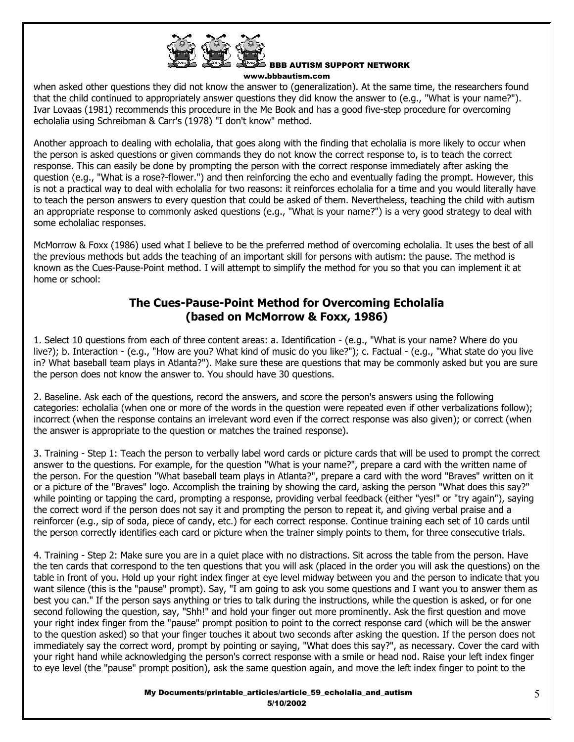when asked other questions they did not know the answer to (generalization). At the same time, the researchers found that the child continued to appropriately answer questions they did know the answer to (e.g., "What is your name?"). Ivar Lovaas (1981) recommends this procedure in the Me Book and has a good five-step procedure for overcoming echolalia using Schreibman & Carr's (1978) "I don't know" method.

Another approach to dealing with echolalia, that goes along with the finding that echolalia is more likely to occur when the person is asked questions or given commands they do not know the correct response to, is to teach the correct response. This can easily be done by prompting the person with the correct response immediately after asking the question (e.g., "What is a rose?-flower.") and then reinforcing the echo and eventually fading the prompt. However, this is not a practical way to deal with echolalia for two reasons: it reinforces echolalia for a time and you would literally have to teach the person answers to every question that could be asked of them. Nevertheless, teaching the child with autism an appropriate response to commonly asked questions (e.g., "What is your name?") is a very good strategy to deal with some echolaliac responses.

McMorrow & Foxx (1986) used what I believe to be the preferred method of overcoming echolalia. It uses the best of all the previous methods but adds the teaching of an important skill for persons with autism: the pause. The method is known as the Cues-Pause-Point method. I will attempt to simplify the method for you so that you can implement it at home or school:

## The Cues-Pause-Point Method for Overcoming Echolalia (based on McMorrow & Foxx, 1986)

1. Select 10 questions from each of three content areas: a. Identification - (e.g., "What is your name? Where do you live?); b. Interaction - (e.g., "How are you? What kind of music do you like?"); c. Factual - (e.g., "What state do you live in? What baseball team plays in Atlanta?"). Make sure these are questions that may be commonly asked but you are sure the person does not know the answer to. You should have 30 questions.

2. Baseline. Ask each of the questions, record the answers, and score the person's answers using the following categories: echolalia (when one or more of the words in the question were repeated even if other verbalizations follow); incorrect (when the response contains an irrelevant word even if the correct response was also given); or correct (when the answer is appropriate to the question or matches the trained response).

3. Training - Step 1: Teach the person to verbally label word cards or picture cards that will be used to prompt the correct answer to the questions. For example, for the question "What is your name?", prepare a card with the written name of the person. For the question "What baseball team plays in Atlanta?", prepare a card with the word "Braves" written on it or a picture of the "Braves" logo. Accomplish the training by showing the card, asking the person "What does this say?" while pointing or tapping the card, prompting a response, providing verbal feedback (either "yes!" or "try again"), saying the correct word if the person does not say it and prompting the person to repeat it, and giving verbal praise and a reinforcer (e.g., sip of soda, piece of candy, etc.) for each correct response. Continue training each set of 10 cards until the person correctly identifies each card or picture when the trainer simply points to them, for three consecutive trials.

4. Training - Step 2: Make sure you are in a quiet place with no distractions. Sit across the table from the person. Have the ten cards that correspond to the ten questions that you will ask (placed in the order you will ask the questions) on the table in front of you. Hold up your right index finger at eye level midway between you and the person to indicate that you want silence (this is the "pause" prompt). Say, "I am going to ask you some questions and I want you to answer them as best you can." If the person says anything or tries to talk during the instructions, while the question is asked, or for one second following the question, say, "Shh!" and hold your finger out more prominently. Ask the first question and move your right index finger from the "pause" prompt position to point to the correct response card (which will be the answer to the question asked) so that your finger touches it about two seconds after asking the question. If the person does not immediately say the correct word, prompt by pointing or saying, "What does this say?", as necessary. Cover the card with your right hand while acknowledging the person's correct response with a smile or head nod. Raise your left index finger to eye level (the "pause" prompt position), ask the same question again, and move the left index finger to point to the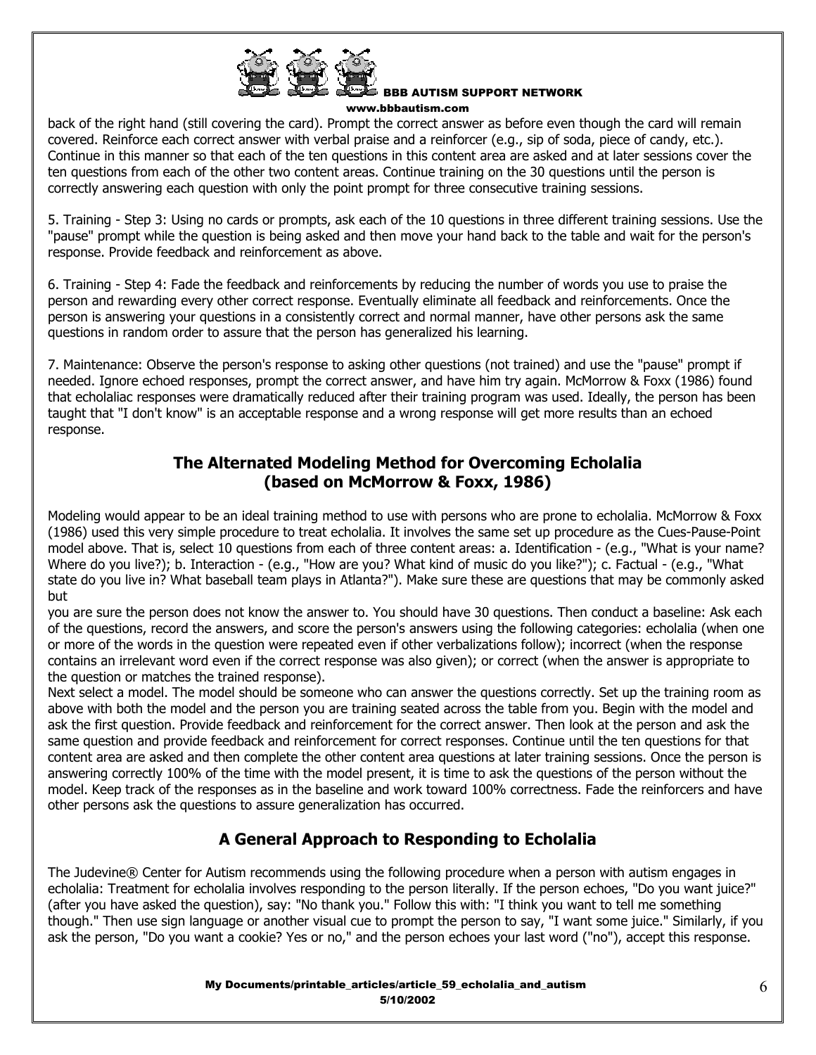back of the right hand (still covering the card). Prompt the correct answer as before even though the card will remain covered. Reinforce each correct answer with verbal praise and a reinforcer (e.g., sip of soda, piece of candy, etc.). Continue in this manner so that each of the ten questions in this content area are asked and at later sessions cover the ten questions from each of the other two content areas. Continue training on the 30 questions until the person is correctly answering each question with only the point prompt for three consecutive training sessions.

5. Training - Step 3: Using no cards or prompts, ask each of the 10 questions in three different training sessions. Use the "pause" prompt while the question is being asked and then move your hand back to the table and wait for the person's response. Provide feedback and reinforcement as above.

6. Training - Step 4: Fade the feedback and reinforcements by reducing the number of words you use to praise the person and rewarding every other correct response. Eventually eliminate all feedback and reinforcements. Once the person is answering your questions in a consistently correct and normal manner, have other persons ask the same questions in random order to assure that the person has generalized his learning.

7. Maintenance: Observe the person's response to asking other questions (not trained) and use the "pause" prompt if needed. Ignore echoed responses, prompt the correct answer, and have him try again. McMorrow & Foxx (1986) found that echolaliac responses were dramatically reduced after their training program was used. Ideally, the person has been taught that "I don't know" is an acceptable response and a wrong response will get more results than an echoed response.

## The Alternated Modeling Method for Overcoming Echolalia (based on McMorrow & Foxx, 1986)

Modeling would appear to be an ideal training method to use with persons who are prone to echolalia. McMorrow & Foxx (1986) used this very simple procedure to treat echolalia. It involves the same set up procedure as the Cues-Pause-Point model above. That is, select 10 questions from each of three content areas: a. Identification - (e.g., "What is your name? Where do you live?); b. Interaction - (e.g., "How are you? What kind of music do you like?"); c. Factual - (e.g., "What state do you live in? What baseball team plays in Atlanta?"). Make sure these are questions that may be commonly asked but you are sure the person does not know the answer to. You should have 30 questions. Then conduct a baseline: Ask each of the questions, record the answers, and score the person's answers using the following categories: echolalia (when one or more of the words in the question were repeated even if other verbalizations follow); incorrect (when the response contains an irrelevant word even if the correct response was also given); or correct (when the answer is appropriate to the question or matches the trained response).

Next select a model. The model should be someone who can answer the questions correctly. Set up the training room as above with both the model and the person you are training seated across the table from you. Begin with the model and ask the first question. Provide feedback and reinforcement for the correct answer. Then look at the person and ask the same question and provide feedback and reinforcement for correct responses. Continue until the ten questions for that content area are asked and then complete the other content area questions at later training sessions. Once the person is answering correctly 100% of the time with the model present, it is time to ask the questions of the person without the model. Keep track of the responses as in the baseline and work toward 100% correctness. Fade the reinforcers and have other persons ask the questions to assure generalization has occurred.

## A General Approach to Responding to Echolalia

The Judevine® Center for Autism recommends using the following procedure when a person with autism engages in echolalia: Treatment for echolalia involves responding to the person literally. If the person echoes, "Do you want juice?" (after you have asked the question), say: "No thank you." Follow this with: "I think you want to tell me something though." Then use sign language or another visual cue to prompt the person to say, "I want some juice." Similarly, if you ask the person, "Do you want a cookie? Yes or no," and the person echoes your last word ("no"), accept this response.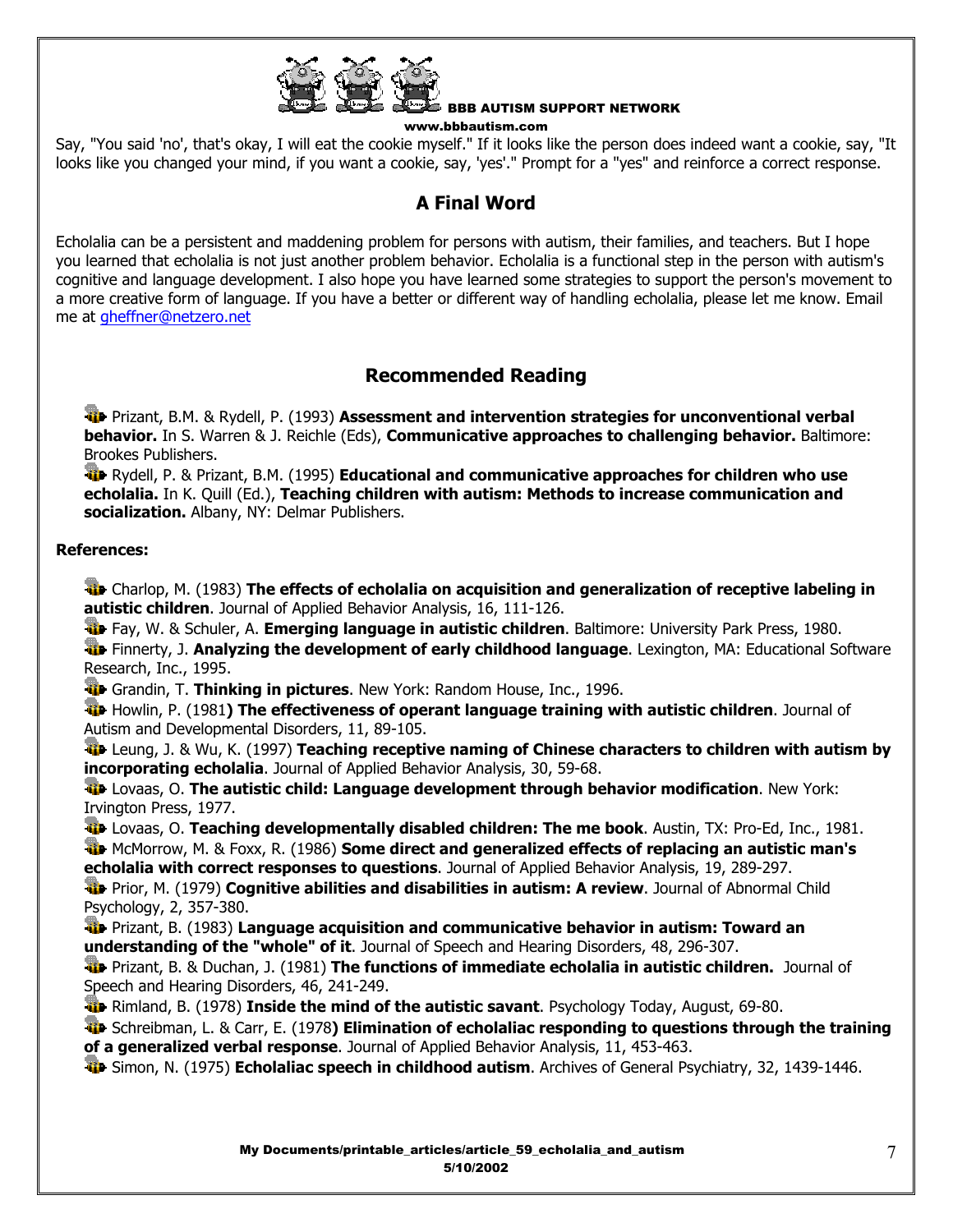Say, "You said 'no', that's okay, I will eat the cookie myself." If it looks like the person does indeed want a cookie, say, "It looks like you changed your mind, if you want a cookie, say, 'yes'." Prompt for a "yes" and reinforce a correct response.

## A Final Word

Echolalia can be a persistent and maddening problem for persons with autism, their families, and teachers. But I hope you learned that echolalia is not just another problem behavior. Echolalia is a functional step in the person with autism's cognitive and language development. I also hope you have learned some strategies to support the person's movement to a more creative form of language. If you have a better or different way of handling echolalia, please let me know. Email me at gheffner@netzero.net

## Recommended Reading

- Prizant, B.M. & Rydell, P. (1993) **Assessment and intervention strategies for unconventional verbal behavior.** In S. Warren & J. Reichle (Eds), **Communicative approaches to challenging behavior.** Baltimore: Brookes Publishers.
- Rydell, P. & Prizant, B.M. (1995) **Educational and communicative approaches for children who use echolalia.** In K. Quill (Ed.), **Teaching children with autism: Methods to increase communication and socialization.** Albany, NY: Delmar Publishers.

**References:**

- Charlop, M. (1983) **The effects of echolalia on acquisition and generalization of receptive labeling in autistic children**. Journal of Applied Behavior Analysis, 16, 111-126.
- Fay, W. & Schuler, A. **Emerging language in autistic children**. Baltimore: University Park Press, 1980.
- Finnerty, J. **Analyzing the development of early childhood language**. Lexington, MA: Educational Software Research, Inc., 1995.
- Grandin, T. **Thinking in pictures**. New York: Random House, Inc., 1996.
- Howlin, P. (1981**) The effectiveness of operant language training with autistic children**. Journal of Autism and Developmental Disorders, 11, 89-105.
- Leung, J. & Wu, K. (1997) **Teaching receptive naming of Chinese characters to children with autism by incorporating echolalia**. Journal of Applied Behavior Analysis, 30, 59-68.
- Lovaas, O. **The autistic child: Language development through behavior modification**. New York: Irvington Press, 1977.
- Lovaas, O. **Teaching developmentally disabled children: The me book**. Austin, TX: Pro-Ed, Inc., 1981.
- McMorrow, M. & Foxx, R. (1986) **Some direct and generalized effects of replacing an autistic man's echolalia with correct responses to questions**. Journal of Applied Behavior Analysis, 19, 289-297.
- Prior, M. (1979) **Cognitive abilities and disabilities in autism: A review**. Journal of Abnormal Child Psychology, 2, 357-380.
- Prizant, B. (1983) **Language acquisition and communicative behavior in autism: Toward an understanding of the "whole" of it**. Journal of Speech and Hearing Disorders, 48, 296-307.
- Prizant, B. & Duchan, J. (1981) **The functions of immediate echolalia in autistic children.** Journal of Speech and Hearing Disorders, 46, 241-249.
- Rimland, B. (1978) **Inside the mind of the autistic savant**. Psychology Today, August, 69-80.
- Schreibman, L. & Carr, E. (1978**) Elimination of echolaliac responding to questions through the training of a generalized verbal response**. Journal of Applied Behavior Analysis, 11, 453-463.
- Simon, N. (1975) **Echolaliac speech in childhood autism**. Archives of General Psychiatry, 32, 1439-1446.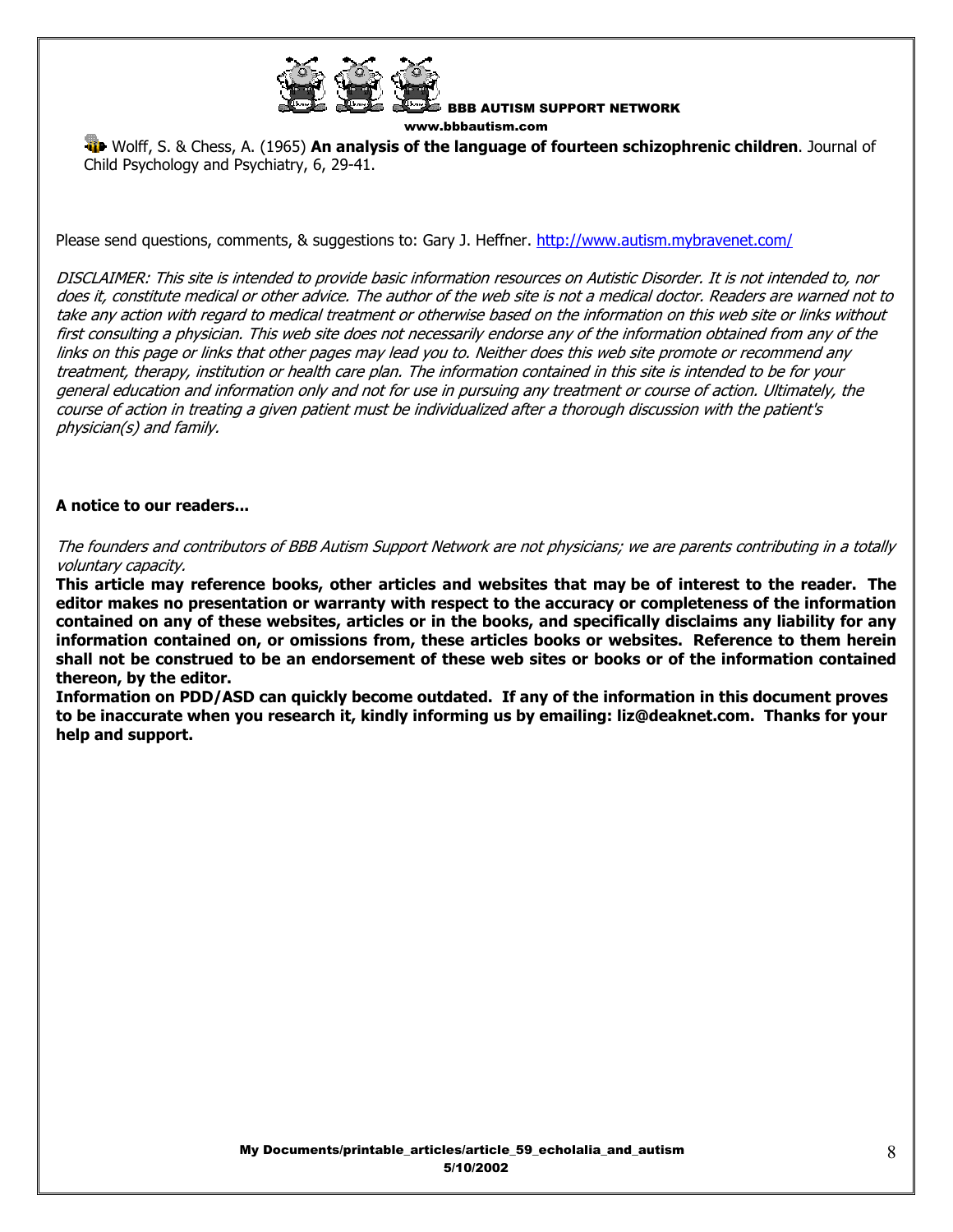Wolff, S. & Chess, A. (1965) **An analysis of the language of fourteen schizophrenic children**. Journal of Child Psychology and Psychiatry, 6, 29-41.

Please send questions, comments, & suggestions to: Gary J. Heffner. http://www.autism.mybravenet.com/

*DISCLAIMER: This site is intended to provide basic information resources on Autistic Disorder. It is not intended to, nor does it, constitute medical or other advice. The author of the web site is not a medical doctor. Readers are warned not to take any action with regard to medical treatment or otherwise based on the information on this web site or links without first consulting a physician. This web site does not necessarily endorse any of the information obtained from any of the links on this page or links that other pages may lead you to. Neither does this web site promote or recommend any treatment, therapy, institution or health care plan. The information contained in this site is intended to be for your general education and information only and not for use in pursuing any treatment or course of action. Ultimately, the course of action in treating a given patient must be individualized after a thorough discussion with the patient's physician(s) and family.*

**A notice to our readers...**

*The founders and contributors of BBB Autism Support Network are not physicians; we are parents contributing in a totally voluntary capacity.*

**This article may reference books, other articles and websites that may be of interest to the reader. The editor makes no presentation or warranty with respect to the accuracy or completeness of the information contained on any of these websites, articles or in the books, and specifically disclaims any liability for any information contained on, or omissions from, these articles books or websites. Reference to them herein shall not be construed to be an endorsement of these web sites or books or of the information contained thereon, by the editor.**

**Information on PDD/ASD can quickly become outdated. If any of the information in this document proves to be inaccurate when you research it, kindly informing us by emailing: liz@deaknet.com. Thanks for your help and support.**